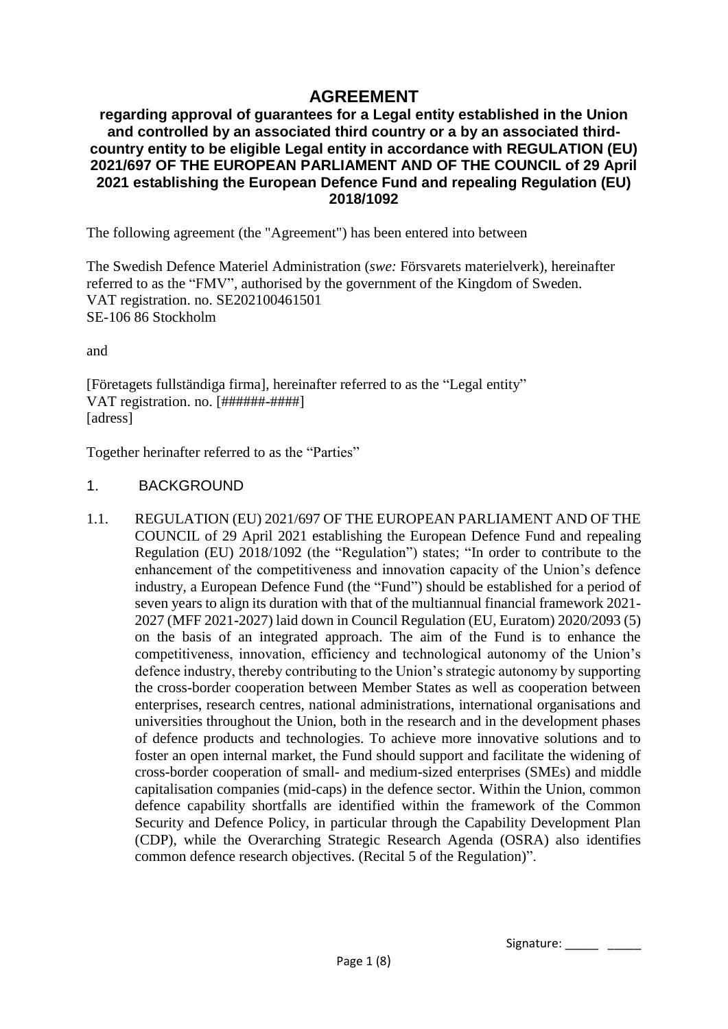# AGREEMENT

## regarding approval of guarantees for a Legal entity established in the Union and controlled by an associated third country or a by an associated third-country entity to be eligible Legal entity in accordance with REGULATION (EU) 2021/697 OF THE EUROPEAN PARLIAMENT AND OF THE COUNCIL of 29 April 2021 establishing the European Defence Fund and repealing Regulation (EU) 2018/1092

The following agreement (the "Agreement") has been entered into between

The Swedish Defence Materiel Administration (*swe:* Försvarets materielverk), hereinafter referred to as the "FMV", authorised by the government of the Kingdom of Sweden.
VAT registration. no. SE202100461501
SE-106 86 Stockholm

and

[Företagets fullständiga firma], hereinafter referred to as the "Legal entity"
VAT registration. no. [######-####]
[adress]

Together herinafter referred to as the "Parties"

## 1. BACKGROUND

1.1. REGULATION (EU) 2021/697 OF THE EUROPEAN PARLIAMENT AND OF THE COUNCIL of 29 April 2021 establishing the European Defence Fund and repealing Regulation (EU) 2018/1092 (the "Regulation") states; "In order to contribute to the enhancement of the competitiveness and innovation capacity of the Union's defence industry, a European Defence Fund (the "Fund") should be established for a period of seven years to align its duration with that of the multiannual financial framework 2021-2027 (MFF 2021-2027) laid down in Council Regulation (EU, Euratom) 2020/2093 (5) on the basis of an integrated approach. The aim of the Fund is to enhance the competitiveness, innovation, efficiency and technological autonomy of the Union's defence industry, thereby contributing to the Union's strategic autonomy by supporting the cross-border cooperation between Member States as well as cooperation between enterprises, research centres, national administrations, international organisations and universities throughout the Union, both in the research and in the development phases of defence products and technologies. To achieve more innovative solutions and to foster an open internal market, the Fund should support and facilitate the widening of cross-border cooperation of small- and medium-sized enterprises (SMEs) and middle capitalisation companies (mid-caps) in the defence sector. Within the Union, common defence capability shortfalls are identified within the framework of the Common Security and Defence Policy, in particular through the Capability Development Plan (CDP), while the Overarching Strategic Research Agenda (OSRA) also identifies common defence research objectives. (Recital 5 of the Regulation)".

Signature: _____ _____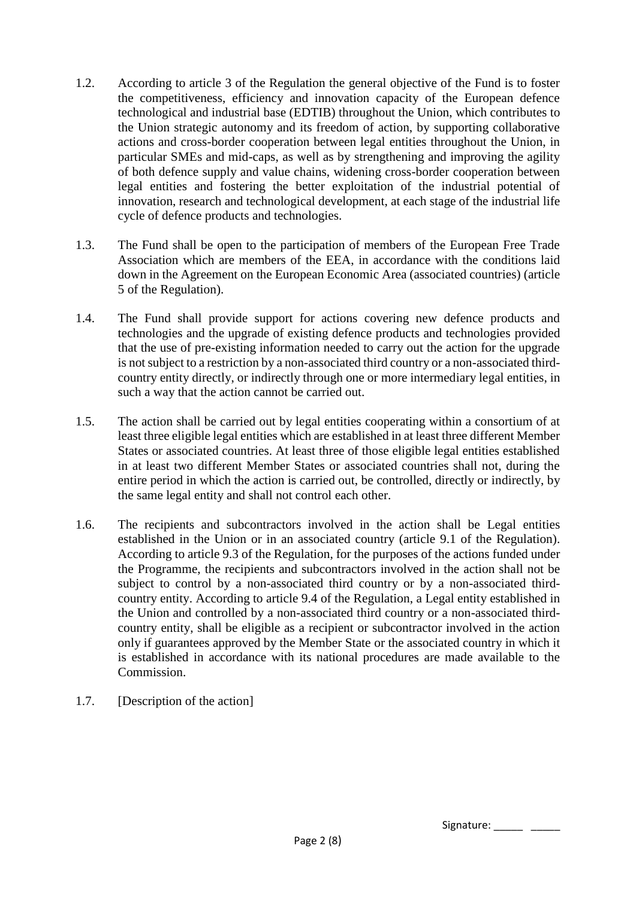1.2. According to article 3 of the Regulation the general objective of the Fund is to foster the competitiveness, efficiency and innovation capacity of the European defence technological and industrial base (EDTIB) throughout the Union, which contributes to the Union strategic autonomy and its freedom of action, by supporting collaborative actions and cross-border cooperation between legal entities throughout the Union, in particular SMEs and mid-caps, as well as by strengthening and improving the agility of both defence supply and value chains, widening cross-border cooperation between legal entities and fostering the better exploitation of the industrial potential of innovation, research and technological development, at each stage of the industrial life cycle of defence products and technologies.

1.3. The Fund shall be open to the participation of members of the European Free Trade Association which are members of the EEA, in accordance with the conditions laid down in the Agreement on the European Economic Area (associated countries) (article 5 of the Regulation).

1.4. The Fund shall provide support for actions covering new defence products and technologies and the upgrade of existing defence products and technologies provided that the use of pre-existing information needed to carry out the action for the upgrade is not subject to a restriction by a non-associated third country or a non-associated third-country entity directly, or indirectly through one or more intermediary legal entities, in such a way that the action cannot be carried out.

1.5. The action shall be carried out by legal entities cooperating within a consortium of at least three eligible legal entities which are established in at least three different Member States or associated countries. At least three of those eligible legal entities established in at least two different Member States or associated countries shall not, during the entire period in which the action is carried out, be controlled, directly or indirectly, by the same legal entity and shall not control each other.

1.6. The recipients and subcontractors involved in the action shall be Legal entities established in the Union or in an associated country (article 9.1 of the Regulation). According to article 9.3 of the Regulation, for the purposes of the actions funded under the Programme, the recipients and subcontractors involved in the action shall not be subject to control by a non-associated third country or by a non-associated third-country entity. According to article 9.4 of the Regulation, a Legal entity established in the Union and controlled by a non-associated third country or a non-associated third-country entity, shall be eligible as a recipient or subcontractor involved in the action only if guarantees approved by the Member State or the associated country in which it is established in accordance with its national procedures are made available to the Commission.

1.7. [Description of the action]

Signature: _____ _____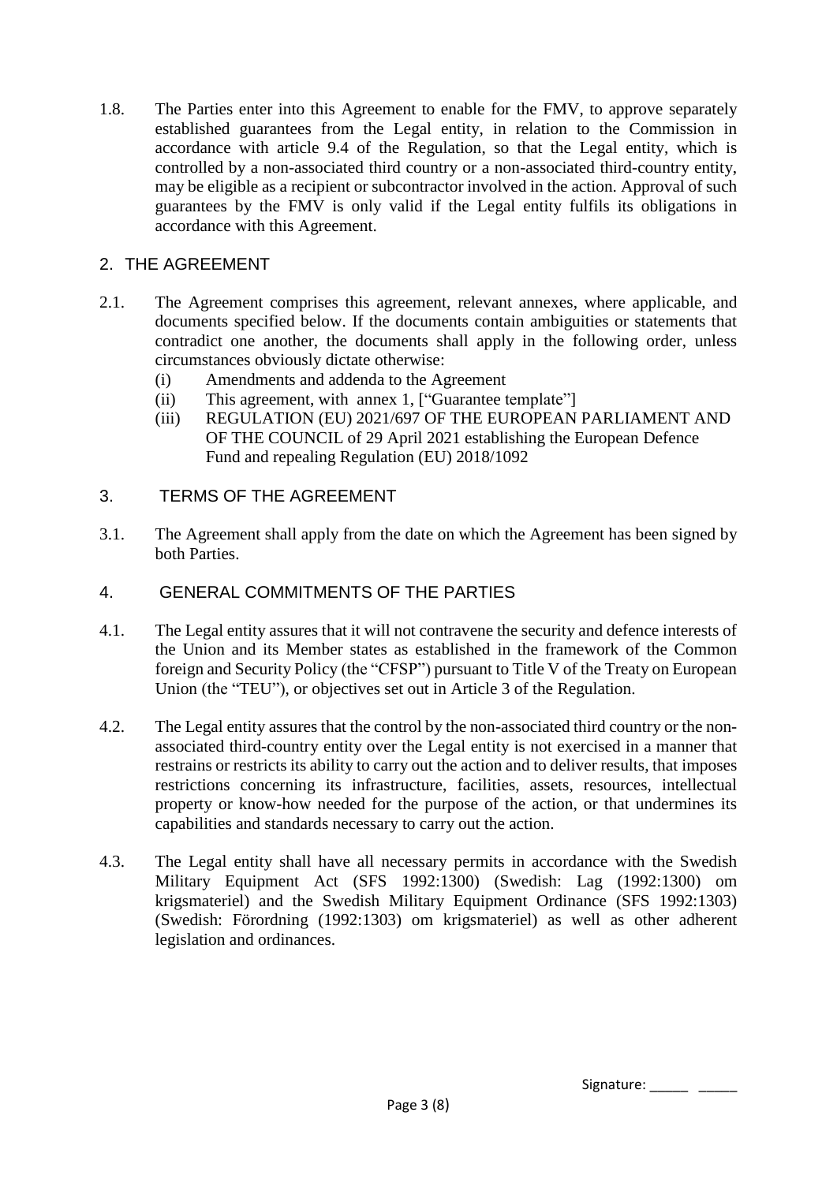1.8. The Parties enter into this Agreement to enable for the FMV, to approve separately established guarantees from the Legal entity, in relation to the Commission in accordance with article 9.4 of the Regulation, so that the Legal entity, which is controlled by a non-associated third country or a non-associated third-country entity, may be eligible as a recipient or subcontractor involved in the action. Approval of such guarantees by the FMV is only valid if the Legal entity fulfils its obligations in accordance with this Agreement.

## 2. THE AGREEMENT

2.1. The Agreement comprises this agreement, relevant annexes, where applicable, and documents specified below. If the documents contain ambiguities or statements that contradict one another, the documents shall apply in the following order, unless circumstances obviously dictate otherwise:

(i) Amendments and addenda to the Agreement
(ii) This agreement, with annex 1, ["Guarantee template"]
(iii) REGULATION (EU) 2021/697 OF THE EUROPEAN PARLIAMENT AND OF THE COUNCIL of 29 April 2021 establishing the European Defence Fund and repealing Regulation (EU) 2018/1092

## 3. TERMS OF THE AGREEMENT

3.1. The Agreement shall apply from the date on which the Agreement has been signed by both Parties.

## 4. GENERAL COMMITMENTS OF THE PARTIES

4.1. The Legal entity assures that it will not contravene the security and defence interests of the Union and its Member states as established in the framework of the Common foreign and Security Policy (the "CFSP") pursuant to Title V of the Treaty on European Union (the "TEU"), or objectives set out in Article 3 of the Regulation.

4.2. The Legal entity assures that the control by the non-associated third country or the non-associated third-country entity over the Legal entity is not exercised in a manner that restrains or restricts its ability to carry out the action and to deliver results, that imposes restrictions concerning its infrastructure, facilities, assets, resources, intellectual property or know-how needed for the purpose of the action, or that undermines its capabilities and standards necessary to carry out the action.

4.3. The Legal entity shall have all necessary permits in accordance with the Swedish Military Equipment Act (SFS 1992:1300) (Swedish: Lag (1992:1300) om krigsmateriel) and the Swedish Military Equipment Ordinance (SFS 1992:1303) (Swedish: Förordning (1992:1303) om krigsmateriel) as well as other adherent legislation and ordinances.

Signature: _____ _____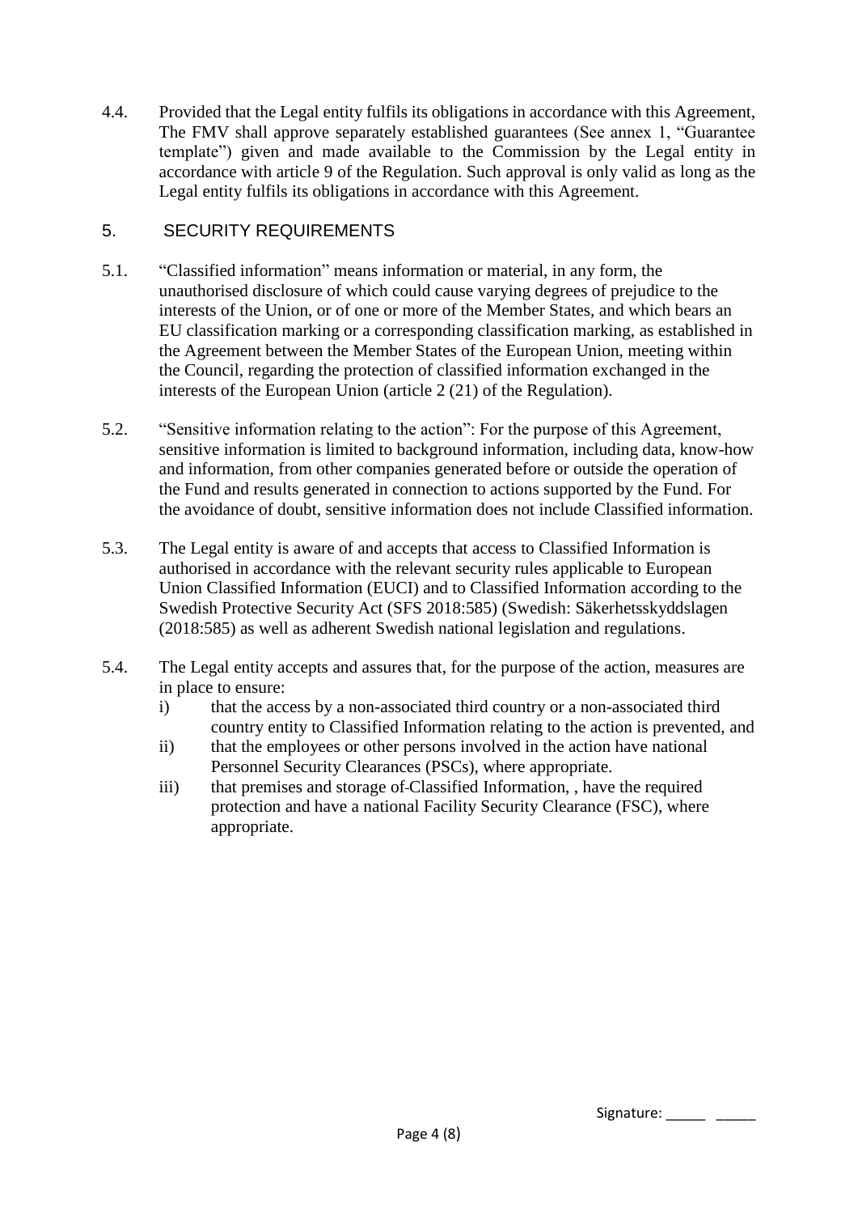4.4. Provided that the Legal entity fulfils its obligations in accordance with this Agreement, The FMV shall approve separately established guarantees (See annex 1, "Guarantee template") given and made available to the Commission by the Legal entity in accordance with article 9 of the Regulation. Such approval is only valid as long as the Legal entity fulfils its obligations in accordance with this Agreement.

## 5. SECURITY REQUIREMENTS

5.1. "Classified information" means information or material, in any form, the unauthorised disclosure of which could cause varying degrees of prejudice to the interests of the Union, or of one or more of the Member States, and which bears an EU classification marking or a corresponding classification marking, as established in the Agreement between the Member States of the European Union, meeting within the Council, regarding the protection of classified information exchanged in the interests of the European Union (article 2 (21) of the Regulation).

5.2. "Sensitive information relating to the action": For the purpose of this Agreement, sensitive information is limited to background information, including data, know-how and information, from other companies generated before or outside the operation of the Fund and results generated in connection to actions supported by the Fund. For the avoidance of doubt, sensitive information does not include Classified information.

5.3. The Legal entity is aware of and accepts that access to Classified Information is authorised in accordance with the relevant security rules applicable to European Union Classified Information (EUCI) and to Classified Information according to the Swedish Protective Security Act (SFS 2018:585) (Swedish: Säkerhetsskyddslagen (2018:585) as well as adherent Swedish national legislation and regulations.

5.4. The Legal entity accepts and assures that, for the purpose of the action, measures are in place to ensure:

i) that the access by a non-associated third country or a non-associated third country entity to Classified Information relating to the action is prevented, and

ii) that the employees or other persons involved in the action have national Personnel Security Clearances (PSCs), where appropriate.

iii) that premises and storage of Classified Information, , have the required protection and have a national Facility Security Clearance (FSC), where appropriate.

Signature: _____ _____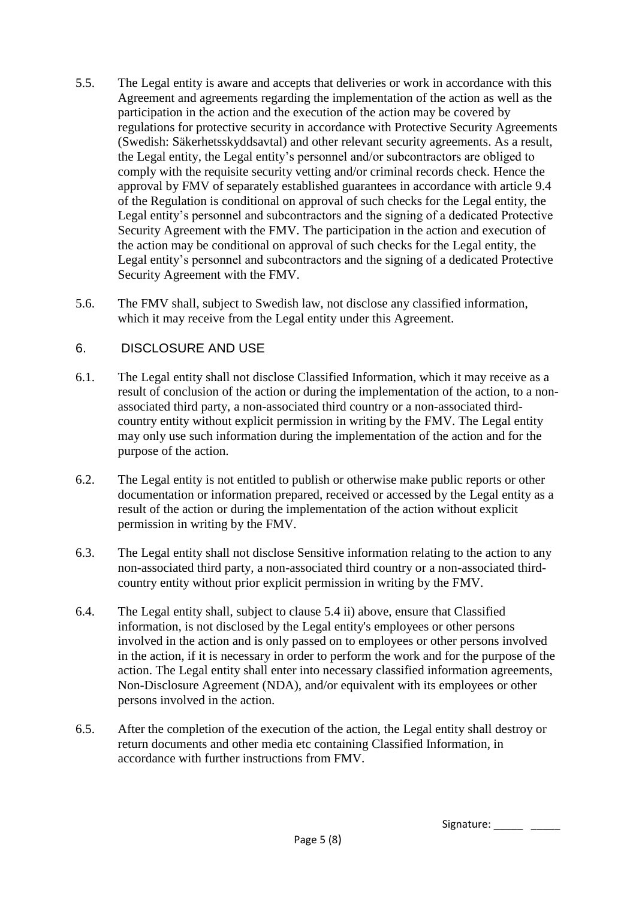5.5. The Legal entity is aware and accepts that deliveries or work in accordance with this Agreement and agreements regarding the implementation of the action as well as the participation in the action and the execution of the action may be covered by regulations for protective security in accordance with Protective Security Agreements (Swedish: Säkerhetsskyddsavtal) and other relevant security agreements. As a result, the Legal entity, the Legal entity's personnel and/or subcontractors are obliged to comply with the requisite security vetting and/or criminal records check. Hence the approval by FMV of separately established guarantees in accordance with article 9.4 of the Regulation is conditional on approval of such checks for the Legal entity, the Legal entity's personnel and subcontractors and the signing of a dedicated Protective Security Agreement with the FMV. The participation in the action and execution of the action may be conditional on approval of such checks for the Legal entity, the Legal entity's personnel and subcontractors and the signing of a dedicated Protective Security Agreement with the FMV.

5.6. The FMV shall, subject to Swedish law, not disclose any classified information, which it may receive from the Legal entity under this Agreement.

## 6. DISCLOSURE AND USE

6.1. The Legal entity shall not disclose Classified Information, which it may receive as a result of conclusion of the action or during the implementation of the action, to a non-associated third party, a non-associated third country or a non-associated third-country entity without explicit permission in writing by the FMV. The Legal entity may only use such information during the implementation of the action and for the purpose of the action.

6.2. The Legal entity is not entitled to publish or otherwise make public reports or other documentation or information prepared, received or accessed by the Legal entity as a result of the action or during the implementation of the action without explicit permission in writing by the FMV.

6.3. The Legal entity shall not disclose Sensitive information relating to the action to any non-associated third party, a non-associated third country or a non-associated third-country entity without prior explicit permission in writing by the FMV.

6.4. The Legal entity shall, subject to clause 5.4 ii) above, ensure that Classified information, is not disclosed by the Legal entity's employees or other persons involved in the action and is only passed on to employees or other persons involved in the action, if it is necessary in order to perform the work and for the purpose of the action. The Legal entity shall enter into necessary classified information agreements, Non-Disclosure Agreement (NDA), and/or equivalent with its employees or other persons involved in the action.

6.5. After the completion of the execution of the action, the Legal entity shall destroy or return documents and other media etc containing Classified Information, in accordance with further instructions from FMV.

Signature: _____ _____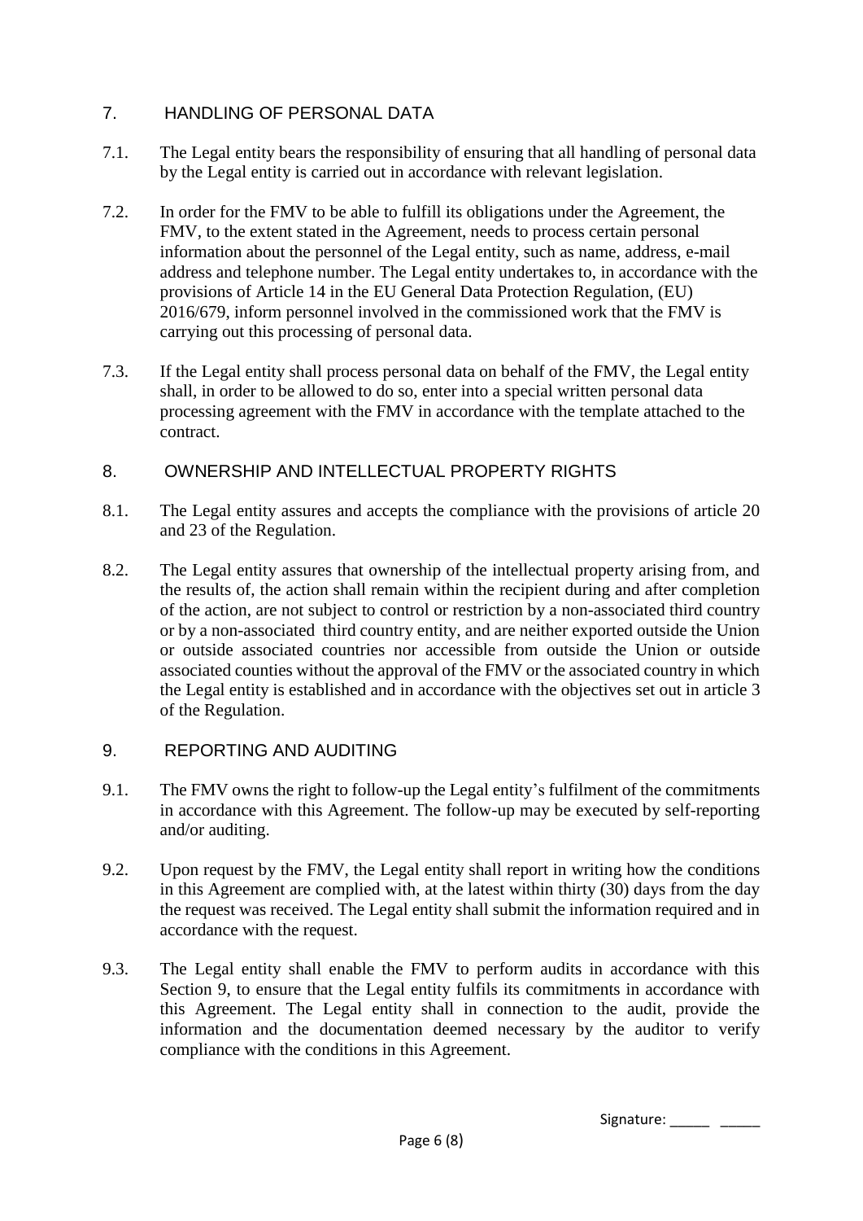## 7. HANDLING OF PERSONAL DATA

7.1. The Legal entity bears the responsibility of ensuring that all handling of personal data by the Legal entity is carried out in accordance with relevant legislation.

7.2. In order for the FMV to be able to fulfill its obligations under the Agreement, the FMV, to the extent stated in the Agreement, needs to process certain personal information about the personnel of the Legal entity, such as name, address, e-mail address and telephone number. The Legal entity undertakes to, in accordance with the provisions of Article 14 in the EU General Data Protection Regulation, (EU) 2016/679, inform personnel involved in the commissioned work that the FMV is carrying out this processing of personal data.

7.3. If the Legal entity shall process personal data on behalf of the FMV, the Legal entity shall, in order to be allowed to do so, enter into a special written personal data processing agreement with the FMV in accordance with the template attached to the contract.

## 8. OWNERSHIP AND INTELLECTUAL PROPERTY RIGHTS

8.1. The Legal entity assures and accepts the compliance with the provisions of article 20 and 23 of the Regulation.

8.2. The Legal entity assures that ownership of the intellectual property arising from, and the results of, the action shall remain within the recipient during and after completion of the action, are not subject to control or restriction by a non-associated third country or by a non-associated third country entity, and are neither exported outside the Union or outside associated countries nor accessible from outside the Union or outside associated counties without the approval of the FMV or the associated country in which the Legal entity is established and in accordance with the objectives set out in article 3 of the Regulation.

## 9. REPORTING AND AUDITING

9.1. The FMV owns the right to follow-up the Legal entity's fulfilment of the commitments in accordance with this Agreement. The follow-up may be executed by self-reporting and/or auditing.

9.2. Upon request by the FMV, the Legal entity shall report in writing how the conditions in this Agreement are complied with, at the latest within thirty (30) days from the day the request was received. The Legal entity shall submit the information required and in accordance with the request.

9.3. The Legal entity shall enable the FMV to perform audits in accordance with this Section 9, to ensure that the Legal entity fulfils its commitments in accordance with this Agreement. The Legal entity shall in connection to the audit, provide the information and the documentation deemed necessary by the auditor to verify compliance with the conditions in this Agreement.

Signature: _____ _____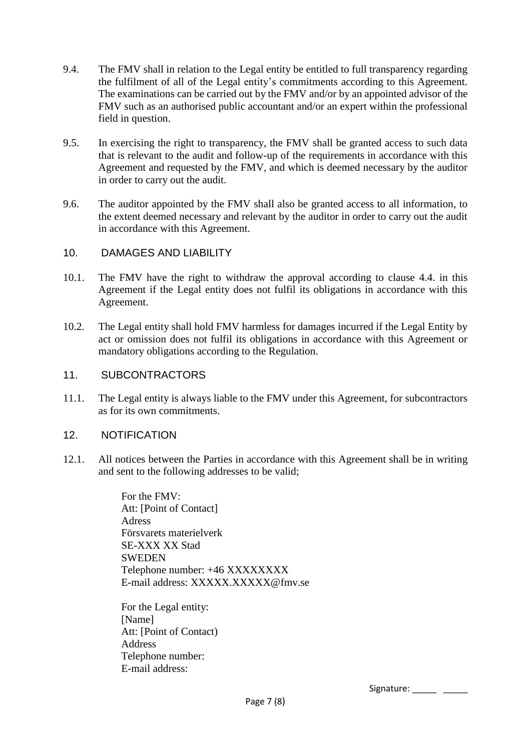9.4. The FMV shall in relation to the Legal entity be entitled to full transparency regarding the fulfilment of all of the Legal entity's commitments according to this Agreement. The examinations can be carried out by the FMV and/or by an appointed advisor of the FMV such as an authorised public accountant and/or an expert within the professional field in question.

9.5. In exercising the right to transparency, the FMV shall be granted access to such data that is relevant to the audit and follow-up of the requirements in accordance with this Agreement and requested by the FMV, and which is deemed necessary by the auditor in order to carry out the audit.

9.6. The auditor appointed by the FMV shall also be granted access to all information, to the extent deemed necessary and relevant by the auditor in order to carry out the audit in accordance with this Agreement.

## 10. DAMAGES AND LIABILITY

10.1. The FMV have the right to withdraw the approval according to clause 4.4. in this Agreement if the Legal entity does not fulfil its obligations in accordance with this Agreement.

10.2. The Legal entity shall hold FMV harmless for damages incurred if the Legal Entity by act or omission does not fulfil its obligations in accordance with this Agreement or mandatory obligations according to the Regulation.

## 11. SUBCONTRACTORS

11.1. The Legal entity is always liable to the FMV under this Agreement, for subcontractors as for its own commitments.

## 12. NOTIFICATION

12.1. All notices between the Parties in accordance with this Agreement shall be in writing and sent to the following addresses to be valid;

For the FMV:
Att: [Point of Contact]
Adress
Försvarets materielverk
SE-XXX XX Stad
SWEDEN
Telephone number: +46 XXXXXXXX
E-mail address: XXXXX.XXXXX@fmv.se

For the Legal entity:
[Name]
Att: [Point of Contact)
Address
Telephone number:
E-mail address:

Signature: _____ _____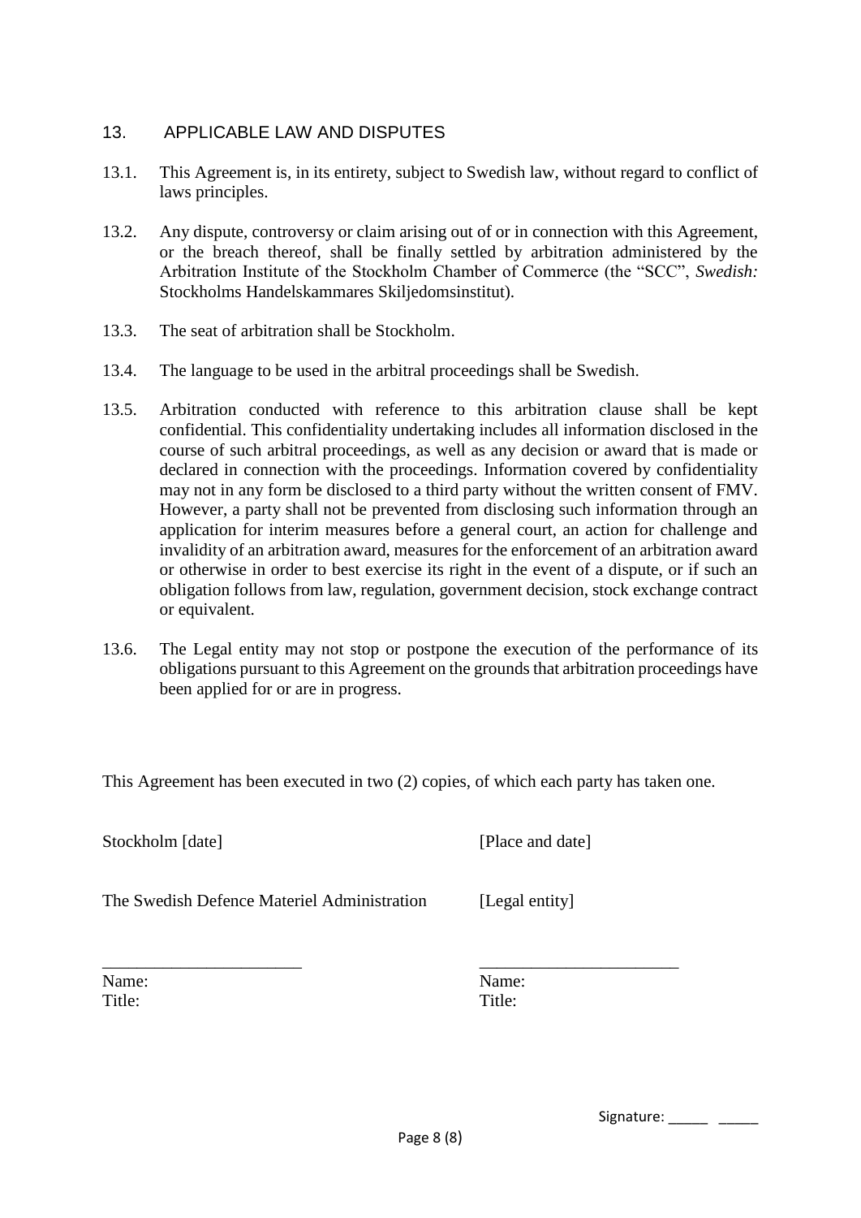## 13. APPLICABLE LAW AND DISPUTES

13.1. This Agreement is, in its entirety, subject to Swedish law, without regard to conflict of laws principles.

13.2. Any dispute, controversy or claim arising out of or in connection with this Agreement, or the breach thereof, shall be finally settled by arbitration administered by the Arbitration Institute of the Stockholm Chamber of Commerce (the "SCC", *Swedish:* Stockholms Handelskammares Skiljedomsinstitut).

13.3. The seat of arbitration shall be Stockholm.

13.4. The language to be used in the arbitral proceedings shall be Swedish.

13.5. Arbitration conducted with reference to this arbitration clause shall be kept confidential. This confidentiality undertaking includes all information disclosed in the course of such arbitral proceedings, as well as any decision or award that is made or declared in connection with the proceedings. Information covered by confidentiality may not in any form be disclosed to a third party without the written consent of FMV. However, a party shall not be prevented from disclosing such information through an application for interim measures before a general court, an action for challenge and invalidity of an arbitration award, measures for the enforcement of an arbitration award or otherwise in order to best exercise its right in the event of a dispute, or if such an obligation follows from law, regulation, government decision, stock exchange contract or equivalent.

13.6. The Legal entity may not stop or postpone the execution of the performance of its obligations pursuant to this Agreement on the grounds that arbitration proceedings have been applied for or are in progress.

This Agreement has been executed in two (2) copies, of which each party has taken one.

| | |
|---|---|
| Stockholm [date] | [Place and date] |
| The Swedish Defence Materiel Administration | [Legal entity] |
| _______________________ | _______________________ |
| Name: | Name: |
| Title: | Title: |

Signature: _____ _____